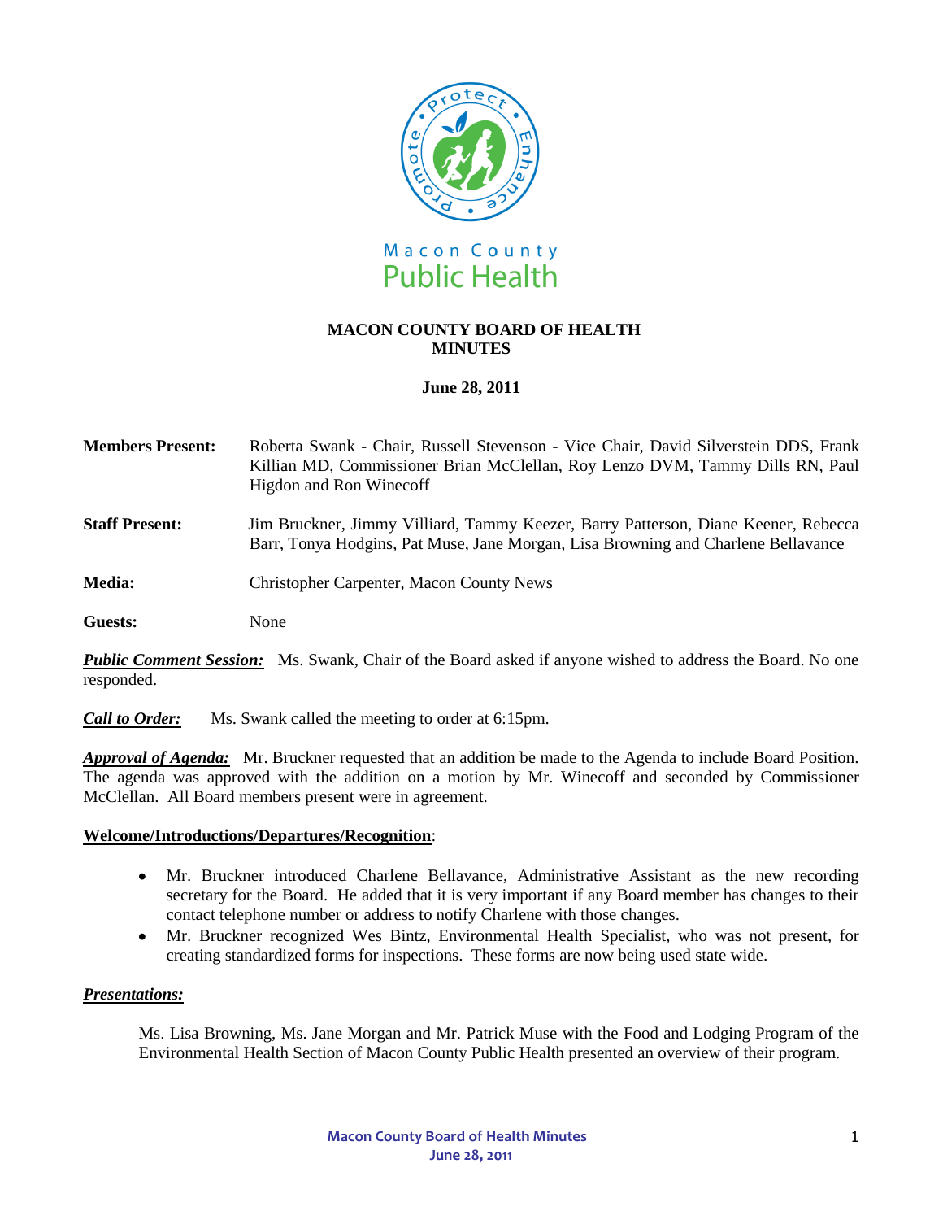Macon County Public Health

# MACON COUNTY BOARD OF HEALTH MINUTES

**June 28, 2011**

**Members Present:** Roberta Swank - Chair, Russell Stevenson - Vice Chair, David Silverstein DDS, Frank Killian MD, Commissioner Brian McClellan, Roy Lenzo DVM, Tammy Dills RN, Paul Higdon and Ron Winecoff

**Staff Present:** Jim Bruckner, Jimmy Villiard, Tammy Keezer, Barry Patterson, Diane Keener, Rebecca Barr, Tonya Hodgins, Pat Muse, Jane Morgan, Lisa Browning and Charlene Bellavance

**Media:** Christopher Carpenter, Macon County News

**Guests:** None

***Public Comment Session:*** Ms. Swank, Chair of the Board asked if anyone wished to address the Board. No one responded.

***Call to Order:*** Ms. Swank called the meeting to order at 6:15pm.

***Approval of Agenda:*** Mr. Bruckner requested that an addition be made to the Agenda to include Board Position. The agenda was approved with the addition on a motion by Mr. Winecoff and seconded by Commissioner McClellan. All Board members present were in agreement.

**Welcome/Introductions/Departures/Recognition**:

- Mr. Bruckner introduced Charlene Bellavance, Administrative Assistant as the new recording secretary for the Board. He added that it is very important if any Board member has changes to their contact telephone number or address to notify Charlene with those changes.
- Mr. Bruckner recognized Wes Bintz, Environmental Health Specialist, who was not present, for creating standardized forms for inspections. These forms are now being used state wide.

***Presentations:***

Ms. Lisa Browning, Ms. Jane Morgan and Mr. Patrick Muse with the Food and Lodging Program of the Environmental Health Section of Macon County Public Health presented an overview of their program.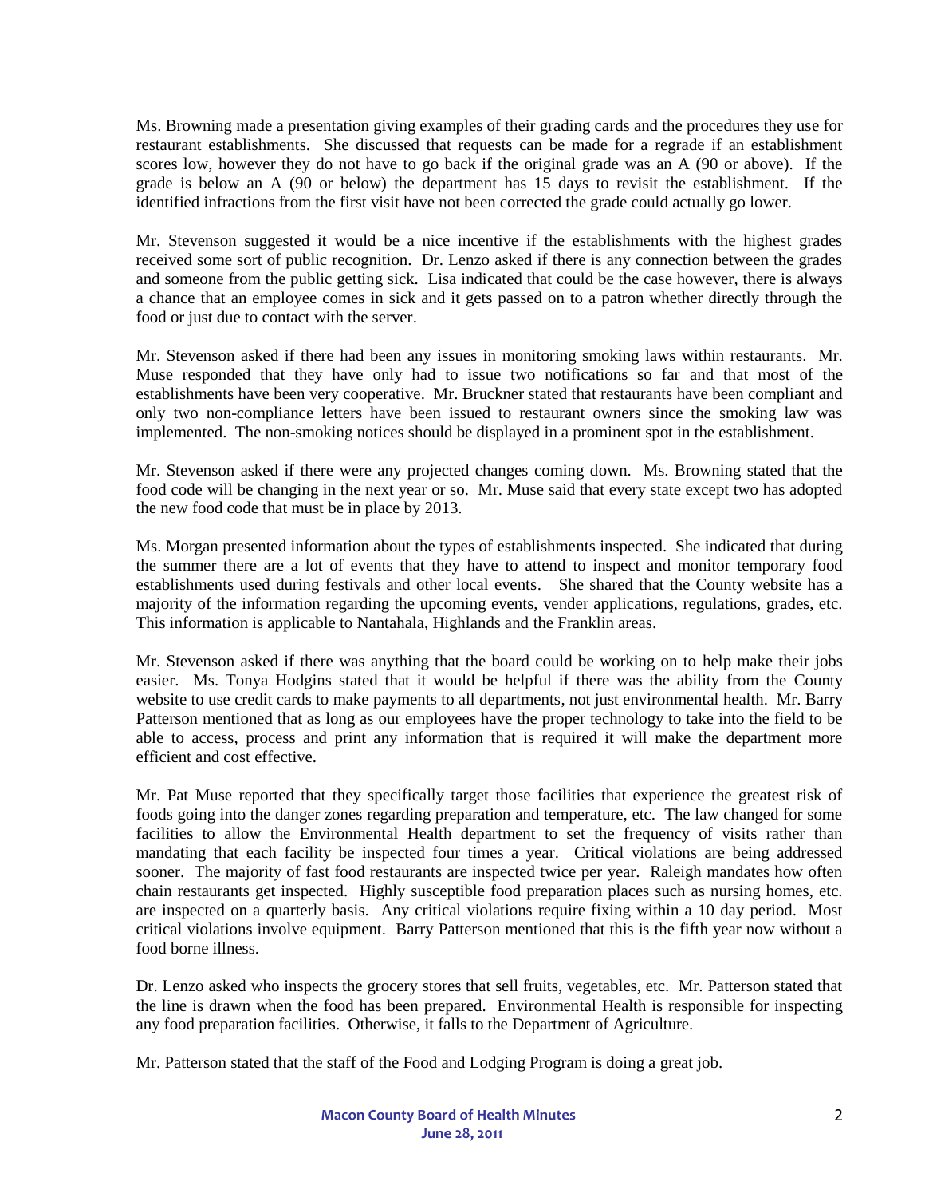Ms. Browning made a presentation giving examples of their grading cards and the procedures they use for restaurant establishments. She discussed that requests can be made for a regrade if an establishment scores low, however they do not have to go back if the original grade was an A (90 or above). If the grade is below an A (90 or below) the department has 15 days to revisit the establishment. If the identified infractions from the first visit have not been corrected the grade could actually go lower.

Mr. Stevenson suggested it would be a nice incentive if the establishments with the highest grades received some sort of public recognition. Dr. Lenzo asked if there is any connection between the grades and someone from the public getting sick. Lisa indicated that could be the case however, there is always a chance that an employee comes in sick and it gets passed on to a patron whether directly through the food or just due to contact with the server.

Mr. Stevenson asked if there had been any issues in monitoring smoking laws within restaurants. Mr. Muse responded that they have only had to issue two notifications so far and that most of the establishments have been very cooperative. Mr. Bruckner stated that restaurants have been compliant and only two non-compliance letters have been issued to restaurant owners since the smoking law was implemented. The non-smoking notices should be displayed in a prominent spot in the establishment.

Mr. Stevenson asked if there were any projected changes coming down. Ms. Browning stated that the food code will be changing in the next year or so. Mr. Muse said that every state except two has adopted the new food code that must be in place by 2013.

Ms. Morgan presented information about the types of establishments inspected. She indicated that during the summer there are a lot of events that they have to attend to inspect and monitor temporary food establishments used during festivals and other local events. She shared that the County website has a majority of the information regarding the upcoming events, vender applications, regulations, grades, etc. This information is applicable to Nantahala, Highlands and the Franklin areas.

Mr. Stevenson asked if there was anything that the board could be working on to help make their jobs easier. Ms. Tonya Hodgins stated that it would be helpful if there was the ability from the County website to use credit cards to make payments to all departments, not just environmental health. Mr. Barry Patterson mentioned that as long as our employees have the proper technology to take into the field to be able to access, process and print any information that is required it will make the department more efficient and cost effective.

Mr. Pat Muse reported that they specifically target those facilities that experience the greatest risk of foods going into the danger zones regarding preparation and temperature, etc. The law changed for some facilities to allow the Environmental Health department to set the frequency of visits rather than mandating that each facility be inspected four times a year. Critical violations are being addressed sooner. The majority of fast food restaurants are inspected twice per year. Raleigh mandates how often chain restaurants get inspected. Highly susceptible food preparation places such as nursing homes, etc. are inspected on a quarterly basis. Any critical violations require fixing within a 10 day period. Most critical violations involve equipment. Barry Patterson mentioned that this is the fifth year now without a food borne illness.

Dr. Lenzo asked who inspects the grocery stores that sell fruits, vegetables, etc. Mr. Patterson stated that the line is drawn when the food has been prepared. Environmental Health is responsible for inspecting any food preparation facilities. Otherwise, it falls to the Department of Agriculture.

Mr. Patterson stated that the staff of the Food and Lodging Program is doing a great job.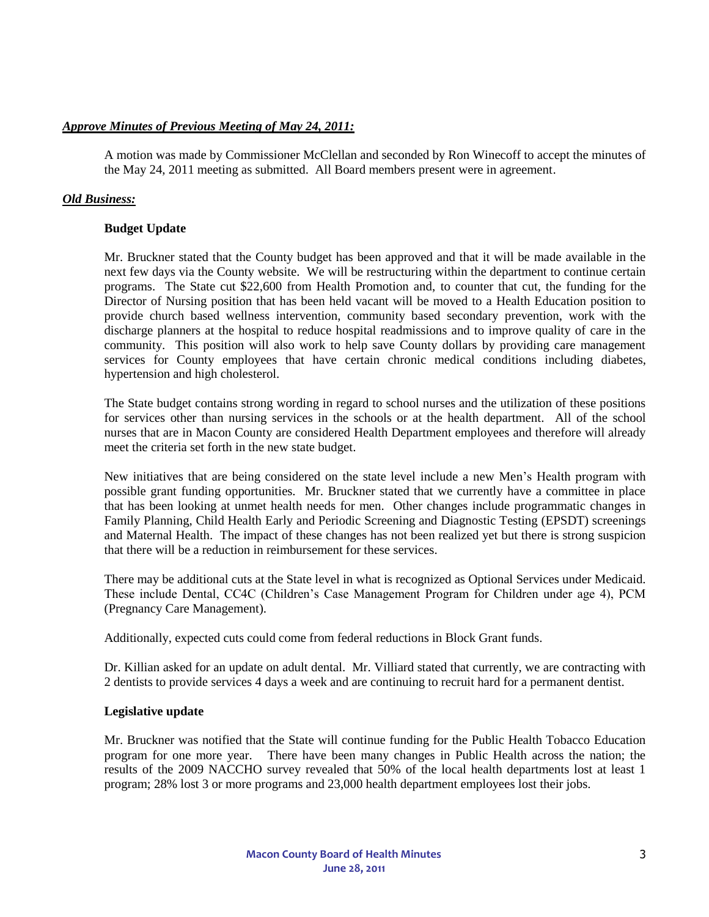***Approve Minutes of Previous Meeting of May 24, 2011:***

A motion was made by Commissioner McClellan and seconded by Ron Winecoff to accept the minutes of the May 24, 2011 meeting as submitted. All Board members present were in agreement.

***Old Business:***

**Budget Update**

Mr. Bruckner stated that the County budget has been approved and that it will be made available in the next few days via the County website. We will be restructuring within the department to continue certain programs. The State cut $22,600 from Health Promotion and, to counter that cut, the funding for the Director of Nursing position that has been held vacant will be moved to a Health Education position to provide church based wellness intervention, community based secondary prevention, work with the discharge planners at the hospital to reduce hospital readmissions and to improve quality of care in the community. This position will also work to help save County dollars by providing care management services for County employees that have certain chronic medical conditions including diabetes, hypertension and high cholesterol.

The State budget contains strong wording in regard to school nurses and the utilization of these positions for services other than nursing services in the schools or at the health department. All of the school nurses that are in Macon County are considered Health Department employees and therefore will already meet the criteria set forth in the new state budget.

New initiatives that are being considered on the state level include a new Men's Health program with possible grant funding opportunities. Mr. Bruckner stated that we currently have a committee in place that has been looking at unmet health needs for men. Other changes include programmatic changes in Family Planning, Child Health Early and Periodic Screening and Diagnostic Testing (EPSDT) screenings and Maternal Health. The impact of these changes has not been realized yet but there is strong suspicion that there will be a reduction in reimbursement for these services.

There may be additional cuts at the State level in what is recognized as Optional Services under Medicaid. These include Dental, CC4C (Children's Case Management Program for Children under age 4), PCM (Pregnancy Care Management).

Additionally, expected cuts could come from federal reductions in Block Grant funds.

Dr. Killian asked for an update on adult dental. Mr. Villiard stated that currently, we are contracting with 2 dentists to provide services 4 days a week and are continuing to recruit hard for a permanent dentist.

**Legislative update**

Mr. Bruckner was notified that the State will continue funding for the Public Health Tobacco Education program for one more year. There have been many changes in Public Health across the nation; the results of the 2009 NACCHO survey revealed that 50% of the local health departments lost at least 1 program; 28% lost 3 or more programs and 23,000 health department employees lost their jobs.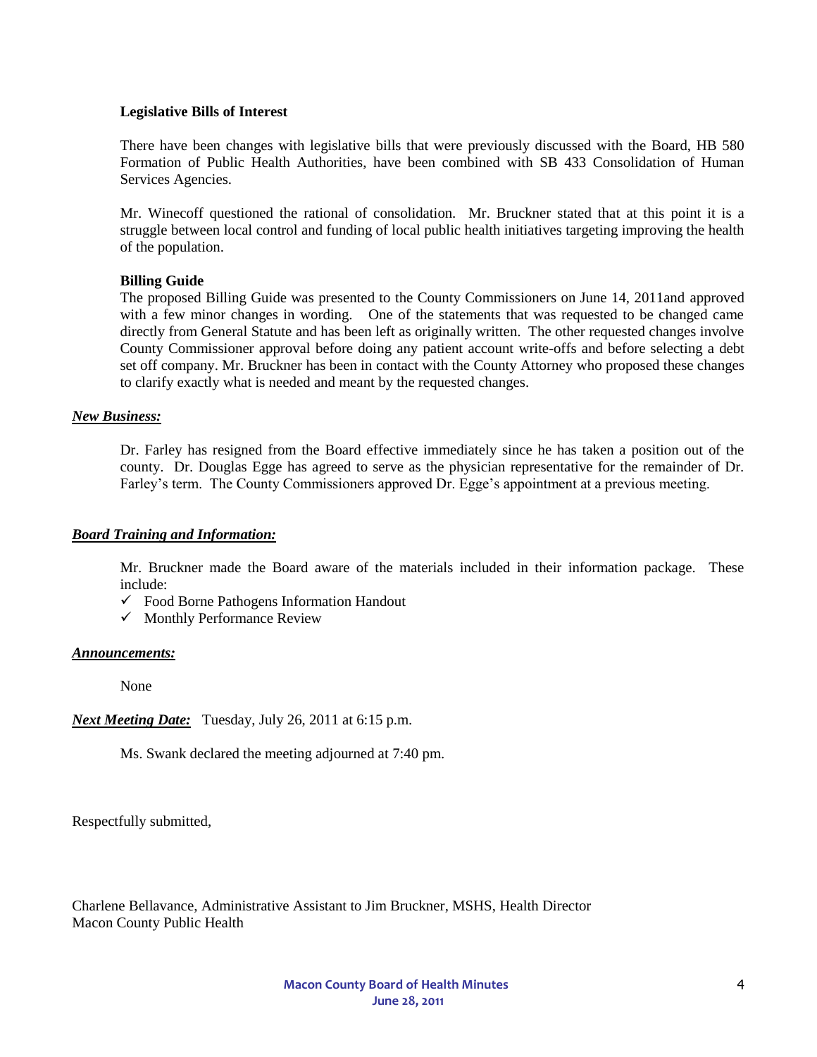**Legislative Bills of Interest**

There have been changes with legislative bills that were previously discussed with the Board, HB 580 Formation of Public Health Authorities, have been combined with SB 433 Consolidation of Human Services Agencies.

Mr. Winecoff questioned the rational of consolidation. Mr. Bruckner stated that at this point it is a struggle between local control and funding of local public health initiatives targeting improving the health of the population.

**Billing Guide**

The proposed Billing Guide was presented to the County Commissioners on June 14, 2011and approved with a few minor changes in wording. One of the statements that was requested to be changed came directly from General Statute and has been left as originally written. The other requested changes involve County Commissioner approval before doing any patient account write-offs and before selecting a debt set off company. Mr. Bruckner has been in contact with the County Attorney who proposed these changes to clarify exactly what is needed and meant by the requested changes.

***New Business:***

Dr. Farley has resigned from the Board effective immediately since he has taken a position out of the county. Dr. Douglas Egge has agreed to serve as the physician representative for the remainder of Dr. Farley's term. The County Commissioners approved Dr. Egge's appointment at a previous meeting.

***Board Training and Information:***

Mr. Bruckner made the Board aware of the materials included in their information package. These include:

- ✓ Food Borne Pathogens Information Handout
- ✓ Monthly Performance Review

***Announcements:***

None

***Next Meeting Date:*** Tuesday, July 26, 2011 at 6:15 p.m.

Ms. Swank declared the meeting adjourned at 7:40 pm.

Respectfully submitted,

Charlene Bellavance, Administrative Assistant to Jim Bruckner, MSHS, Health Director
Macon County Public Health